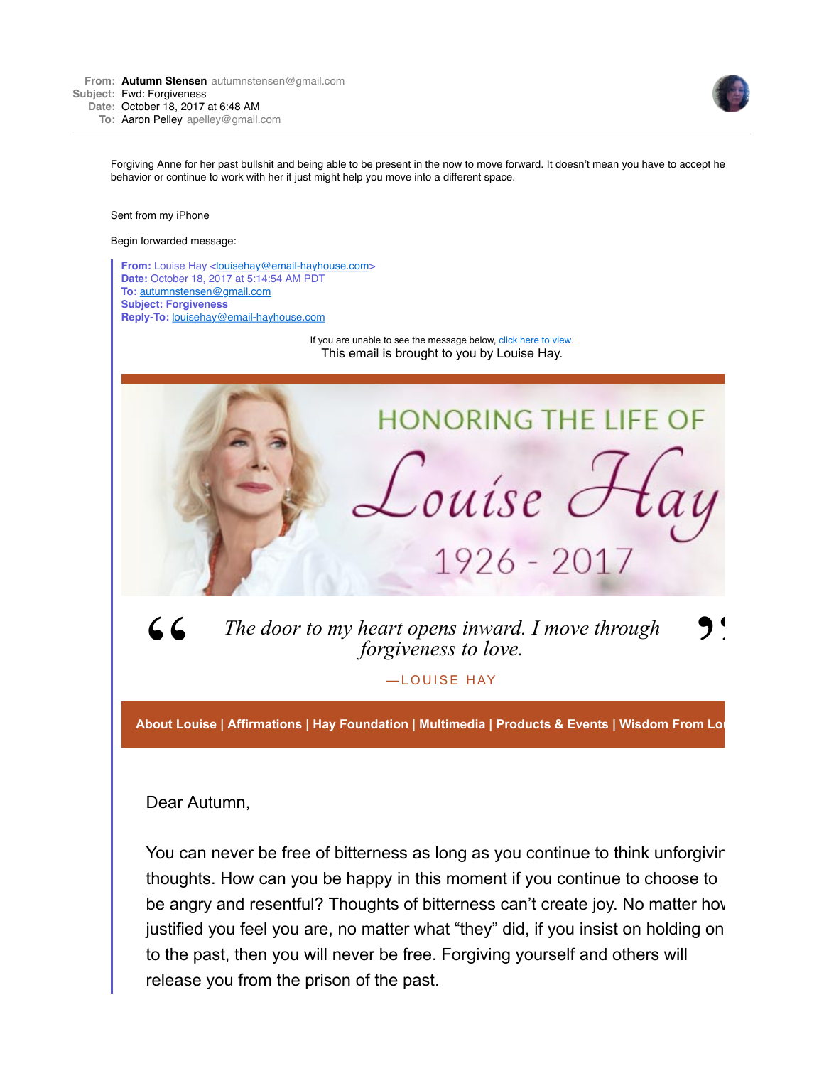**From:** Autumn Stensen autumnstensen@gmail.com
**Subject:** Fwd: Forgiveness
**Date:** October 18, 2017 at 6:48 AM
**To:** Aaron Pelley apelley@gmail.com

Forgiving Anne for her past bullshit and being able to be present in the now to move forward. It doesn't mean you have to accept he behavior or continue to work with her it just might help you move into a different space.

Sent from my iPhone

Begin forwarded message:

> **From:** Louise Hay <louisehay@email-hayhouse.com>
> **Date:** October 18, 2017 at 5:14:54 AM PDT
> **To:** autumnstensen@gmail.com
> **Subject: Forgiveness**
> **Reply-To:** louisehay@email-hayhouse.com
>
> If you are unable to see the message below, click here to view.
> This email is brought to you by Louise Hay.
>
> HONORING THE LIFE OF
> Louise Hay
> 1926 - 2017
>
> *"The door to my heart opens inward. I move through forgiveness to love."*
>
> —LOUISE HAY
>
> **About Louise | Affirmations | Hay Foundation | Multimedia | Products & Events | Wisdom From Lo**
>
> Dear Autumn,
>
> You can never be free of bitterness as long as you continue to think unforgivin thoughts. How can you be happy in this moment if you continue to choose to be angry and resentful? Thoughts of bitterness can't create joy. No matter hov justified you feel you are, no matter what "they" did, if you insist on holding on to the past, then you will never be free. Forgiving yourself and others will release you from the prison of the past.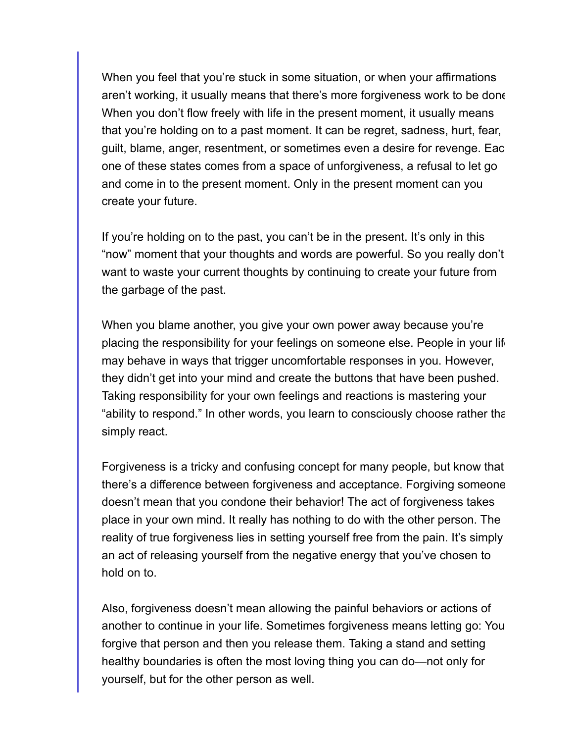> When you feel that you're stuck in some situation, or when your affirmations aren't working, it usually means that there's more forgiveness work to be done. When you don't flow freely with life in the present moment, it usually means that you're holding on to a past moment. It can be regret, sadness, hurt, fear, guilt, blame, anger, resentment, or sometimes even a desire for revenge. Each one of these states comes from a space of unforgiveness, a refusal to let go and come in to the present moment. Only in the present moment can you create your future.
>
> If you're holding on to the past, you can't be in the present. It's only in this "now" moment that your thoughts and words are powerful. So you really don't want to waste your current thoughts by continuing to create your future from the garbage of the past.
>
> When you blame another, you give your own power away because you're placing the responsibility for your feelings on someone else. People in your life may behave in ways that trigger uncomfortable responses in you. However, they didn't get into your mind and create the buttons that have been pushed. Taking responsibility for your own feelings and reactions is mastering your "ability to respond." In other words, you learn to consciously choose rather than simply react.
>
> Forgiveness is a tricky and confusing concept for many people, but know that there's a difference between forgiveness and acceptance. Forgiving someone doesn't mean that you condone their behavior! The act of forgiveness takes place in your own mind. It really has nothing to do with the other person. The reality of true forgiveness lies in setting yourself free from the pain. It's simply an act of releasing yourself from the negative energy that you've chosen to hold on to.
>
> Also, forgiveness doesn't mean allowing the painful behaviors or actions of another to continue in your life. Sometimes forgiveness means letting go: You forgive that person and then you release them. Taking a stand and setting healthy boundaries is often the most loving thing you can do—not only for yourself, but for the other person as well.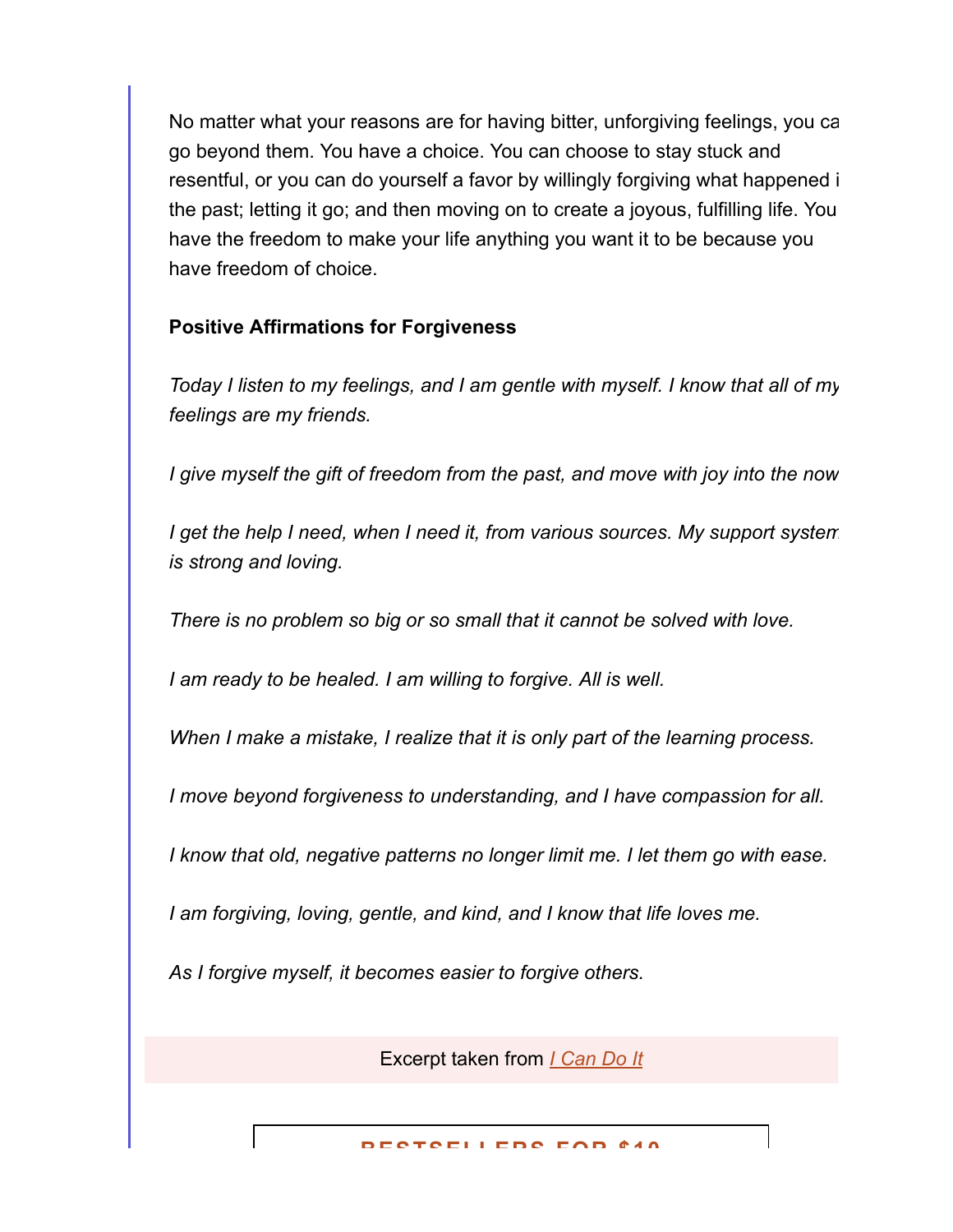No matter what your reasons are for having bitter, unforgiving feelings, you can go beyond them. You have a choice. You can choose to stay stuck and resentful, or you can do yourself a favor by willingly forgiving what happened in the past; letting it go; and then moving on to create a joyous, fulfilling life. You have the freedom to make your life anything you want it to be because you have freedom of choice.

**Positive Affirmations for Forgiveness**

*Today I listen to my feelings, and I am gentle with myself. I know that all of my feelings are my friends.*

*I give myself the gift of freedom from the past, and move with joy into the now.*

*I get the help I need, when I need it, from various sources. My support system is strong and loving.*

*There is no problem so big or so small that it cannot be solved with love.*

*I am ready to be healed. I am willing to forgive. All is well.*

*When I make a mistake, I realize that it is only part of the learning process.*

*I move beyond forgiveness to understanding, and I have compassion for all.*

*I know that old, negative patterns no longer limit me. I let them go with ease.*

*I am forgiving, loving, gentle, and kind, and I know that life loves me.*

*As I forgive myself, it becomes easier to forgive others.*

Excerpt taken from *I Can Do It*

BESTSELLERS FOR $10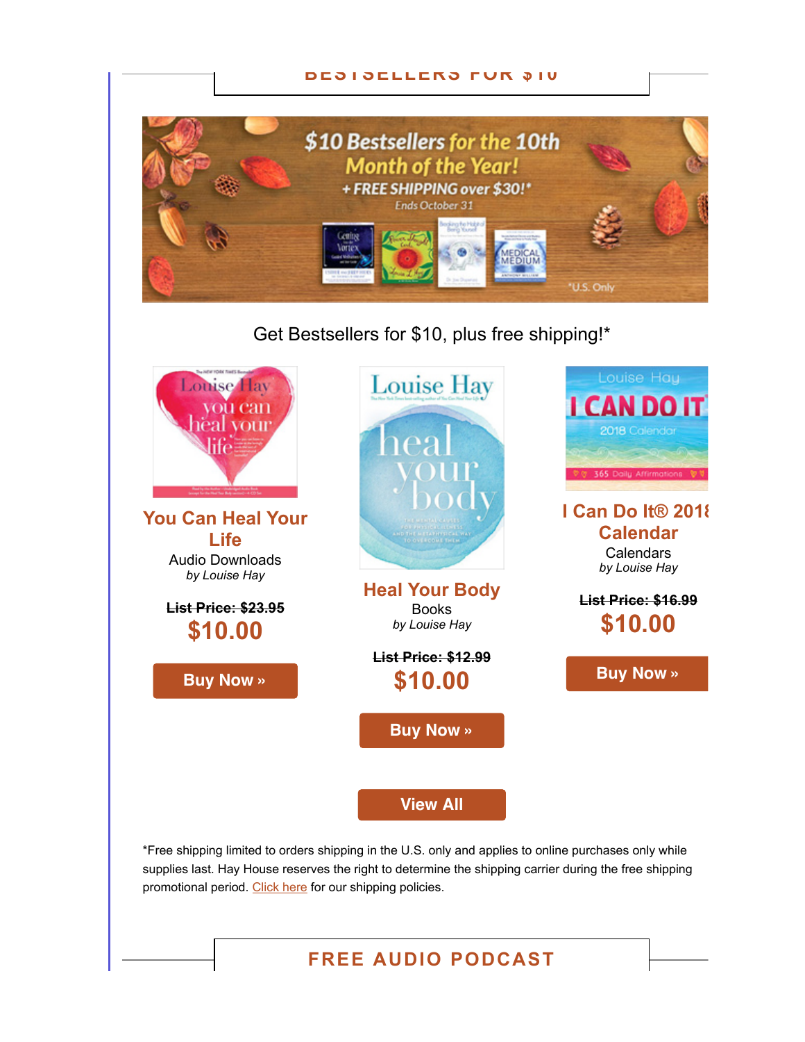## BESTSELLERS FOR $10

$10 Bestsellers for the 10th Month of the Year!

+ FREE SHIPPING over $30!*

Ends October 31

*U.S. Only

Get Bestsellers for $10, plus free shipping!*

### You Can Heal Your Life

Audio Downloads

*by Louise Hay*

~~**List Price: $23.95**~~

**$10.00**

**Buy Now »**

### Heal Your Body

Books

*by Louise Hay*

~~**List Price: $12.99**~~

**$10.00**

**Buy Now »**

### I Can Do It® 2018 Calendar

Calendars

*by Louise Hay*

~~**List Price: $16.99**~~

**$10.00**

**Buy Now »**

**View All**

*Free shipping limited to orders shipping in the U.S. only and applies to online purchases only while supplies last. Hay House reserves the right to determine the shipping carrier during the free shipping promotional period. Click here for our shipping policies.

## FREE AUDIO PODCAST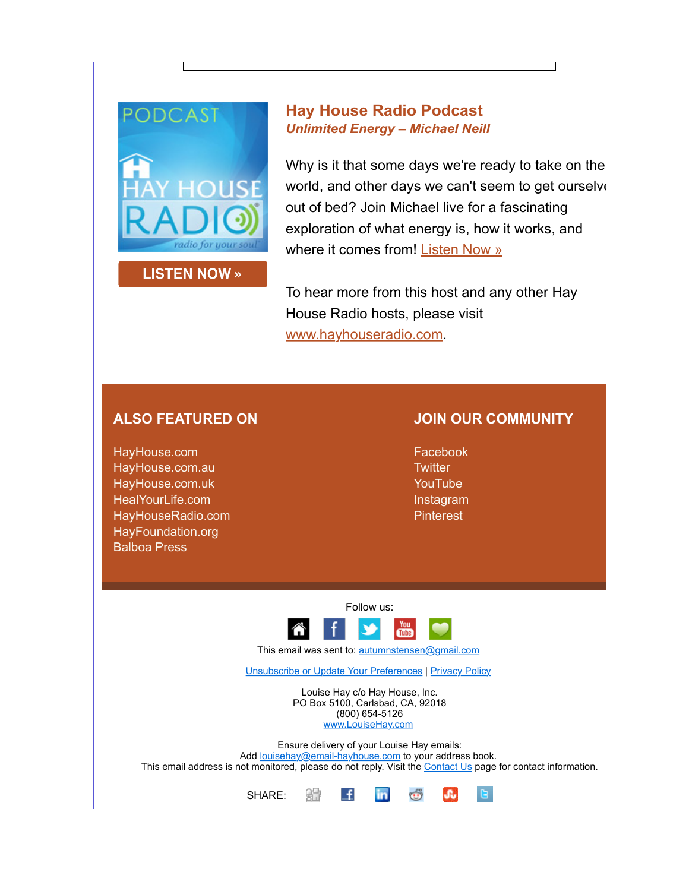## Hay House Radio Podcast

***Unlimited Energy – Michael Neill***

Why is it that some days we're ready to take on the world, and other days we can't seem to get ourselve out of bed? Join Michael live for a fascinating exploration of what energy is, how it works, and where it comes from! Listen Now »

**LISTEN NOW »**

To hear more from this host and any other Hay House Radio hosts, please visit www.hayhouseradio.com.

### ALSO FEATURED ON

HayHouse.com
HayHouse.com.au
HayHouse.com.uk
HealYourLife.com
HayHouseRadio.com
HayFoundation.org
Balboa Press

### JOIN OUR COMMUNITY

Facebook
Twitter
YouTube
Instagram
Pinterest

Follow us:

This email was sent to: autumnstensen@gmail.com

Unsubscribe or Update Your Preferences | Privacy Policy

Louise Hay c/o Hay House, Inc.
PO Box 5100, Carlsbad, CA, 92018
(800) 654-5126
www.LouiseHay.com

Ensure delivery of your Louise Hay emails:
Add louisehay@email-hayhouse.com to your address book.
This email address is not monitored, please do not reply. Visit the Contact Us page for contact information.

SHARE: